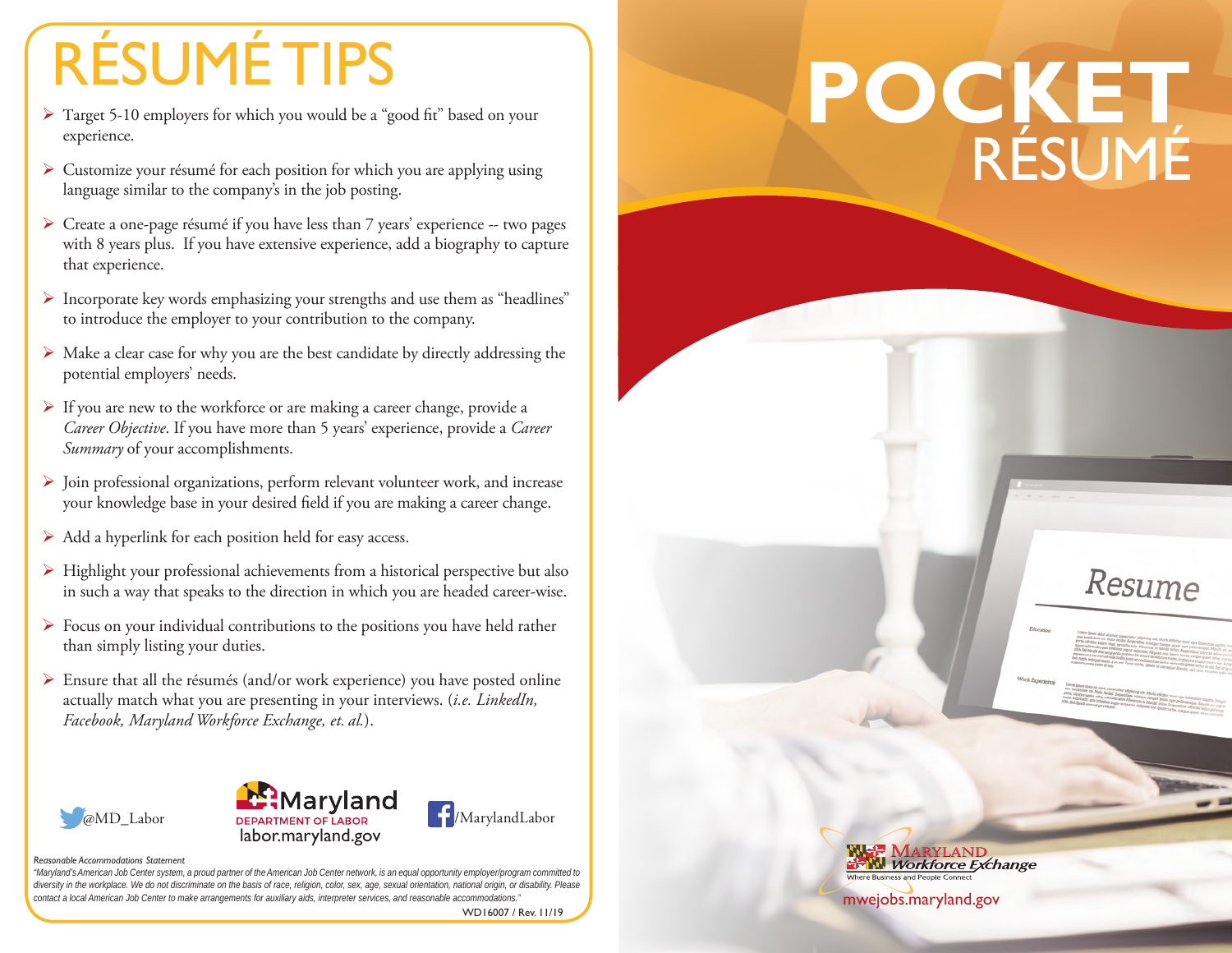# RÉSUMÉ TIPS

- Target 5-10 employers for which you would be a "good fit" based on your experience.
- Customize your résumé for each position for which you are applying using language similar to the company's in the job posting.
- Create a one-page résumé if you have less than 7 years' experience -- two pages with 8 years plus. If you have extensive experience, add a biography to capture that experience.
- Incorporate key words emphasizing your strengths and use them as "headlines" to introduce the employer to your contribution to the company.
- Make a clear case for why you are the best candidate by directly addressing the potential employers' needs.
- If you are new to the workforce or are making a career change, provide a *Career Objective*. If you have more than 5 years' experience, provide a *Career Summary* of your accomplishments.
- Join professional organizations, perform relevant volunteer work, and increase your knowledge base in your desired field if you are making a career change.
- Add a hyperlink for each position held for easy access.
- Highlight your professional achievements from a historical perspective but also in such a way that speaks to the direction in which you are headed career-wise.
- Focus on your individual contributions to the positions you have held rather than simply listing your duties.
- Ensure that all the résumés (and/or work experience) you have posted online actually match what you are presenting in your interviews. (*i.e. LinkedIn, Facebook, Maryland Workforce Exchange, et. al.*).

@MD_Labor

Maryland DEPARTMENT OF LABOR
labor.maryland.gov

/MarylandLabor

*Reasonable Accommodations Statement*

*"Maryland's American Job Center system, a proud partner of the American Job Center network, is an equal opportunity employer/program committed to diversity in the workplace. We do not discriminate on the basis of race, religion, color, sex, age, sexual orientation, national origin, or disability. Please contact a local American Job Center to make arrangements for auxiliary aids, interpreter services, and reasonable accommodations."*

WD16007 / Rev. 11/19

# POCKET RÉSUMÉ

MARYLAND Workforce Exchange
Where Business and People Connect

mwejobs.maryland.gov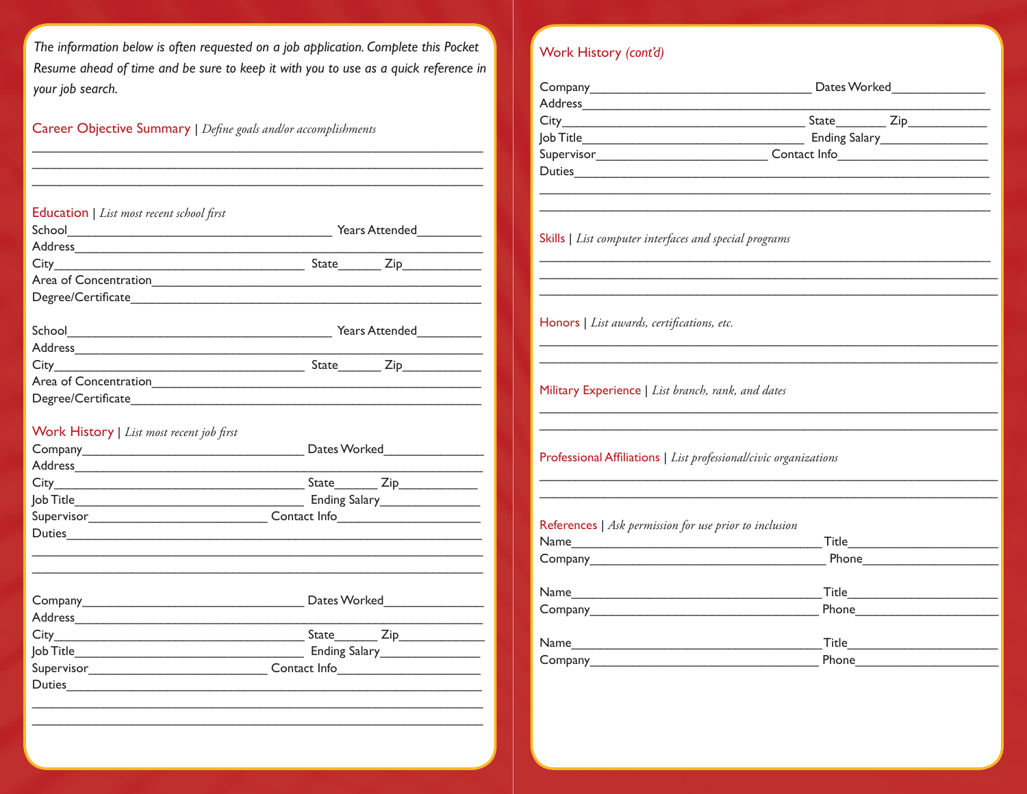*The information below is often requested on a job application. Complete this Pocket Resume ahead of time and be sure to keep it with you to use as a quick reference in your job search.*

## Career Objective Summary | *Define goals and/or accomplishments*

\_\_\_\_\_\_\_\_\_\_\_\_\_\_\_\_\_\_\_\_\_\_\_\_\_\_\_\_\_\_\_\_\_\_\_\_\_\_\_\_\_\_\_\_\_\_\_\_\_\_\_\_\_\_\_\_\_\_\_\_

\_\_\_\_\_\_\_\_\_\_\_\_\_\_\_\_\_\_\_\_\_\_\_\_\_\_\_\_\_\_\_\_\_\_\_\_\_\_\_\_\_\_\_\_\_\_\_\_\_\_\_\_\_\_\_\_\_\_\_\_

\_\_\_\_\_\_\_\_\_\_\_\_\_\_\_\_\_\_\_\_\_\_\_\_\_\_\_\_\_\_\_\_\_\_\_\_\_\_\_\_\_\_\_\_\_\_\_\_\_\_\_\_\_\_\_\_\_\_\_\_

## Education | *List most recent school first*

School\_\_\_\_\_\_\_\_\_\_\_\_\_\_\_\_\_\_\_\_\_\_\_\_\_\_\_\_\_\_\_\_\_\_\_ Years Attended\_\_\_\_\_\_\_\_\_
Address\_\_\_\_\_\_\_\_\_\_\_\_\_\_\_\_\_\_\_\_\_\_\_\_\_\_\_\_\_\_\_\_\_\_\_\_\_\_\_\_\_\_\_\_\_\_\_\_\_\_\_\_
City\_\_\_\_\_\_\_\_\_\_\_\_\_\_\_\_\_\_\_\_\_\_\_\_\_\_\_\_\_\_\_\_\_\_\_ State\_\_\_\_\_\_ Zip\_\_\_\_\_\_\_\_\_\_\_
Area of Concentration\_\_\_\_\_\_\_\_\_\_\_\_\_\_\_\_\_\_\_\_\_\_\_\_\_\_\_\_\_\_\_\_\_\_\_\_\_\_\_\_\_\_
Degree/Certificate\_\_\_\_\_\_\_\_\_\_\_\_\_\_\_\_\_\_\_\_\_\_\_\_\_\_\_\_\_\_\_\_\_\_\_\_\_\_\_\_\_\_\_\_\_

School\_\_\_\_\_\_\_\_\_\_\_\_\_\_\_\_\_\_\_\_\_\_\_\_\_\_\_\_\_\_\_\_\_\_\_ Years Attended\_\_\_\_\_\_\_\_\_
Address\_\_\_\_\_\_\_\_\_\_\_\_\_\_\_\_\_\_\_\_\_\_\_\_\_\_\_\_\_\_\_\_\_\_\_\_\_\_\_\_\_\_\_\_\_\_\_\_\_\_\_\_
City\_\_\_\_\_\_\_\_\_\_\_\_\_\_\_\_\_\_\_\_\_\_\_\_\_\_\_\_\_\_\_\_\_\_\_ State\_\_\_\_\_\_ Zip\_\_\_\_\_\_\_\_\_\_\_
Area of Concentration\_\_\_\_\_\_\_\_\_\_\_\_\_\_\_\_\_\_\_\_\_\_\_\_\_\_\_\_\_\_\_\_\_\_\_\_\_\_\_\_\_\_
Degree/Certificate\_\_\_\_\_\_\_\_\_\_\_\_\_\_\_\_\_\_\_\_\_\_\_\_\_\_\_\_\_\_\_\_\_\_\_\_\_\_\_\_\_\_\_\_\_

## Work History | *List most recent job first*

Company\_\_\_\_\_\_\_\_\_\_\_\_\_\_\_\_\_\_\_\_\_\_\_\_\_\_\_\_\_\_ Dates Worked\_\_\_\_\_\_\_\_\_\_\_\_\_\_
Address\_\_\_\_\_\_\_\_\_\_\_\_\_\_\_\_\_\_\_\_\_\_\_\_\_\_\_\_\_\_\_\_\_\_\_\_\_\_\_\_\_\_\_\_\_\_\_\_\_\_\_\_
City\_\_\_\_\_\_\_\_\_\_\_\_\_\_\_\_\_\_\_\_\_\_\_\_\_\_\_\_\_\_\_\_\_\_\_ State\_\_\_\_\_\_ Zip\_\_\_\_\_\_\_\_\_\_\_
Job Title\_\_\_\_\_\_\_\_\_\_\_\_\_\_\_\_\_\_\_\_\_\_\_\_\_\_\_\_\_\_\_ Ending Salary\_\_\_\_\_\_\_\_\_\_\_\_\_\_
Supervisor\_\_\_\_\_\_\_\_\_\_\_\_\_\_\_\_\_\_\_\_\_\_\_\_ Contact Info\_\_\_\_\_\_\_\_\_\_\_\_\_\_\_\_\_\_\_\_
Duties\_\_\_\_\_\_\_\_\_\_\_\_\_\_\_\_\_\_\_\_\_\_\_\_\_\_\_\_\_\_\_\_\_\_\_\_\_\_\_\_\_\_\_\_\_\_\_\_\_\_\_\_\_\_

\_\_\_\_\_\_\_\_\_\_\_\_\_\_\_\_\_\_\_\_\_\_\_\_\_\_\_\_\_\_\_\_\_\_\_\_\_\_\_\_\_\_\_\_\_\_\_\_\_\_\_\_\_\_\_\_\_\_\_\_

\_\_\_\_\_\_\_\_\_\_\_\_\_\_\_\_\_\_\_\_\_\_\_\_\_\_\_\_\_\_\_\_\_\_\_\_\_\_\_\_\_\_\_\_\_\_\_\_\_\_\_\_\_\_\_\_\_\_\_\_

Company\_\_\_\_\_\_\_\_\_\_\_\_\_\_\_\_\_\_\_\_\_\_\_\_\_\_\_\_\_\_ Dates Worked\_\_\_\_\_\_\_\_\_\_\_\_\_\_
Address\_\_\_\_\_\_\_\_\_\_\_\_\_\_\_\_\_\_\_\_\_\_\_\_\_\_\_\_\_\_\_\_\_\_\_\_\_\_\_\_\_\_\_\_\_\_\_\_\_\_\_\_
City\_\_\_\_\_\_\_\_\_\_\_\_\_\_\_\_\_\_\_\_\_\_\_\_\_\_\_\_\_\_\_\_\_\_\_ State\_\_\_\_\_\_ Zip\_\_\_\_\_\_\_\_\_\_\_
Job Title\_\_\_\_\_\_\_\_\_\_\_\_\_\_\_\_\_\_\_\_\_\_\_\_\_\_\_\_\_\_\_ Ending Salary\_\_\_\_\_\_\_\_\_\_\_\_\_\_
Supervisor\_\_\_\_\_\_\_\_\_\_\_\_\_\_\_\_\_\_\_\_\_\_\_\_ Contact Info\_\_\_\_\_\_\_\_\_\_\_\_\_\_\_\_\_\_\_\_
Duties\_\_\_\_\_\_\_\_\_\_\_\_\_\_\_\_\_\_\_\_\_\_\_\_\_\_\_\_\_\_\_\_\_\_\_\_\_\_\_\_\_\_\_\_\_\_\_\_\_\_\_\_\_\_

\_\_\_\_\_\_\_\_\_\_\_\_\_\_\_\_\_\_\_\_\_\_\_\_\_\_\_\_\_\_\_\_\_\_\_\_\_\_\_\_\_\_\_\_\_\_\_\_\_\_\_\_\_\_\_\_\_\_\_\_

\_\_\_\_\_\_\_\_\_\_\_\_\_\_\_\_\_\_\_\_\_\_\_\_\_\_\_\_\_\_\_\_\_\_\_\_\_\_\_\_\_\_\_\_\_\_\_\_\_\_\_\_\_\_\_\_\_\_\_\_

## Work History *(cont'd)*

Company\_\_\_\_\_\_\_\_\_\_\_\_\_\_\_\_\_\_\_\_\_\_\_\_\_\_\_\_\_\_ Dates Worked\_\_\_\_\_\_\_\_\_\_\_\_\_\_
Address\_\_\_\_\_\_\_\_\_\_\_\_\_\_\_\_\_\_\_\_\_\_\_\_\_\_\_\_\_\_\_\_\_\_\_\_\_\_\_\_\_\_\_\_\_\_\_\_\_\_\_\_
City\_\_\_\_\_\_\_\_\_\_\_\_\_\_\_\_\_\_\_\_\_\_\_\_\_\_\_\_\_\_\_\_\_\_\_ State\_\_\_\_\_\_\_ Zip\_\_\_\_\_\_\_\_\_\_\_
Job Title\_\_\_\_\_\_\_\_\_\_\_\_\_\_\_\_\_\_\_\_\_\_\_\_\_\_\_\_\_\_\_ Ending Salary\_\_\_\_\_\_\_\_\_\_\_\_\_\_
Supervisor\_\_\_\_\_\_\_\_\_\_\_\_\_\_\_\_\_\_\_\_\_\_\_\_ Contact Info\_\_\_\_\_\_\_\_\_\_\_\_\_\_\_\_\_\_\_\_
Duties\_\_\_\_\_\_\_\_\_\_\_\_\_\_\_\_\_\_\_\_\_\_\_\_\_\_\_\_\_\_\_\_\_\_\_\_\_\_\_\_\_\_\_\_\_\_\_\_\_\_\_\_\_\_

\_\_\_\_\_\_\_\_\_\_\_\_\_\_\_\_\_\_\_\_\_\_\_\_\_\_\_\_\_\_\_\_\_\_\_\_\_\_\_\_\_\_\_\_\_\_\_\_\_\_\_\_\_\_\_\_\_\_\_\_

\_\_\_\_\_\_\_\_\_\_\_\_\_\_\_\_\_\_\_\_\_\_\_\_\_\_\_\_\_\_\_\_\_\_\_\_\_\_\_\_\_\_\_\_\_\_\_\_\_\_\_\_\_\_\_\_\_\_\_\_

## Skills | *List computer interfaces and special programs*

\_\_\_\_\_\_\_\_\_\_\_\_\_\_\_\_\_\_\_\_\_\_\_\_\_\_\_\_\_\_\_\_\_\_\_\_\_\_\_\_\_\_\_\_\_\_\_\_\_\_\_\_\_\_\_\_\_\_\_\_

\_\_\_\_\_\_\_\_\_\_\_\_\_\_\_\_\_\_\_\_\_\_\_\_\_\_\_\_\_\_\_\_\_\_\_\_\_\_\_\_\_\_\_\_\_\_\_\_\_\_\_\_\_\_\_\_\_\_\_\_

\_\_\_\_\_\_\_\_\_\_\_\_\_\_\_\_\_\_\_\_\_\_\_\_\_\_\_\_\_\_\_\_\_\_\_\_\_\_\_\_\_\_\_\_\_\_\_\_\_\_\_\_\_\_\_\_\_\_\_\_

## Honors | *List awards, certifications, etc.*

\_\_\_\_\_\_\_\_\_\_\_\_\_\_\_\_\_\_\_\_\_\_\_\_\_\_\_\_\_\_\_\_\_\_\_\_\_\_\_\_\_\_\_\_\_\_\_\_\_\_\_\_\_\_\_\_\_\_\_\_

\_\_\_\_\_\_\_\_\_\_\_\_\_\_\_\_\_\_\_\_\_\_\_\_\_\_\_\_\_\_\_\_\_\_\_\_\_\_\_\_\_\_\_\_\_\_\_\_\_\_\_\_\_\_\_\_\_\_\_\_

## Military Experience | *List branch, rank, and dates*

\_\_\_\_\_\_\_\_\_\_\_\_\_\_\_\_\_\_\_\_\_\_\_\_\_\_\_\_\_\_\_\_\_\_\_\_\_\_\_\_\_\_\_\_\_\_\_\_\_\_\_\_\_\_\_\_\_\_\_\_

\_\_\_\_\_\_\_\_\_\_\_\_\_\_\_\_\_\_\_\_\_\_\_\_\_\_\_\_\_\_\_\_\_\_\_\_\_\_\_\_\_\_\_\_\_\_\_\_\_\_\_\_\_\_\_\_\_\_\_\_

## Professional Affiliations | *List professional/civic organizations*

\_\_\_\_\_\_\_\_\_\_\_\_\_\_\_\_\_\_\_\_\_\_\_\_\_\_\_\_\_\_\_\_\_\_\_\_\_\_\_\_\_\_\_\_\_\_\_\_\_\_\_\_\_\_\_\_\_\_\_\_

\_\_\_\_\_\_\_\_\_\_\_\_\_\_\_\_\_\_\_\_\_\_\_\_\_\_\_\_\_\_\_\_\_\_\_\_\_\_\_\_\_\_\_\_\_\_\_\_\_\_\_\_\_\_\_\_\_\_\_\_

## References | *Ask permission for use prior to inclusion*

Name\_\_\_\_\_\_\_\_\_\_\_\_\_\_\_\_\_\_\_\_\_\_\_\_\_\_\_\_\_\_\_\_\_\_\_ Title\_\_\_\_\_\_\_\_\_\_\_\_\_\_\_\_\_\_\_\_
Company\_\_\_\_\_\_\_\_\_\_\_\_\_\_\_\_\_\_\_\_\_\_\_\_\_\_\_\_\_\_\_\_ Phone\_\_\_\_\_\_\_\_\_\_\_\_\_\_\_\_\_\_\_

Name\_\_\_\_\_\_\_\_\_\_\_\_\_\_\_\_\_\_\_\_\_\_\_\_\_\_\_\_\_\_\_\_\_\_\_ Title\_\_\_\_\_\_\_\_\_\_\_\_\_\_\_\_\_\_\_\_
Company\_\_\_\_\_\_\_\_\_\_\_\_\_\_\_\_\_\_\_\_\_\_\_\_\_\_\_\_\_\_\_\_ Phone\_\_\_\_\_\_\_\_\_\_\_\_\_\_\_\_\_\_\_

Name\_\_\_\_\_\_\_\_\_\_\_\_\_\_\_\_\_\_\_\_\_\_\_\_\_\_\_\_\_\_\_\_\_\_\_ Title\_\_\_\_\_\_\_\_\_\_\_\_\_\_\_\_\_\_\_\_
Company\_\_\_\_\_\_\_\_\_\_\_\_\_\_\_\_\_\_\_\_\_\_\_\_\_\_\_\_\_\_\_\_ Phone\_\_\_\_\_\_\_\_\_\_\_\_\_\_\_\_\_\_\_